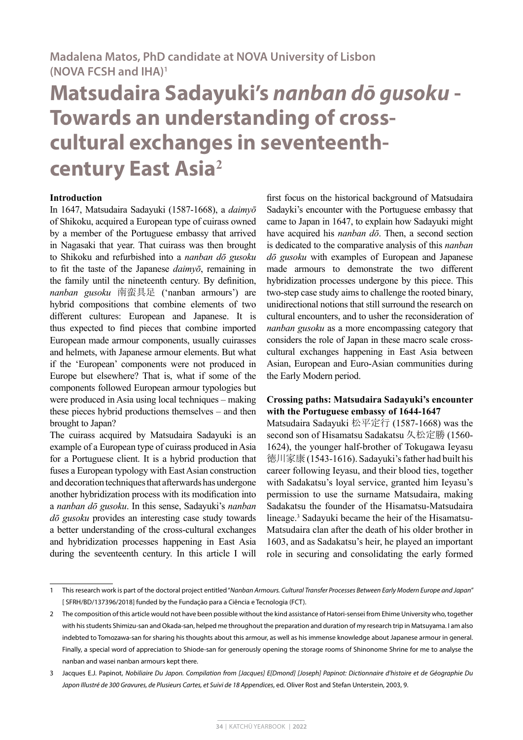Madalena Matos, PhD candidate at NOVA University of Lisbon (NOVA FCSH and IHA)[1]

# Matsudaira Sadayuki's *nanban dō gusoku* - Towards an understanding of cross-cultural exchanges in seventeenth-century East Asia[2]

**Introduction**

In 1647, Matsudaira Sadayuki (1587-1668), a *daimyō* of Shikoku, acquired a European type of cuirass owned by a member of the Portuguese embassy that arrived in Nagasaki that year. That cuirass was then brought to Shikoku and refurbished into a *nanban dō gusoku* to fit the taste of the Japanese *daimyō*, remaining in the family until the nineteenth century. By definition, *nanban gusoku* 南蛮具足 ('nanban armours') are hybrid compositions that combine elements of two different cultures: European and Japanese. It is thus expected to find pieces that combine imported European made armour components, usually cuirasses and helmets, with Japanese armour elements. But what if the 'European' components were not produced in Europe but elsewhere? That is, what if some of the components followed European armour typologies but were produced in Asia using local techniques – making these pieces hybrid productions themselves – and then brought to Japan?

The cuirass acquired by Matsudaira Sadayuki is an example of a European type of cuirass produced in Asia for a Portuguese client. It is a hybrid production that fuses a European typology with East Asian construction and decoration techniques that afterwards has undergone another hybridization process with its modification into a *nanban dō gusoku*. In this sense, Sadayuki's *nanban dō gusoku* provides an interesting case study towards a better understanding of the cross-cultural exchanges and hybridization processes happening in East Asia during the seventeenth century. In this article I will first focus on the historical background of Matsudaira Sadayki's encounter with the Portuguese embassy that came to Japan in 1647, to explain how Sadayuki might have acquired his *nanban dō*. Then, a second section is dedicated to the comparative analysis of this *nanban dō gusoku* with examples of European and Japanese made armours to demonstrate the two different hybridization processes undergone by this piece. This two-step case study aims to challenge the rooted binary, unidirectional notions that still surround the research on cultural encounters, and to usher the reconsideration of *nanban gusoku* as a more encompassing category that considers the role of Japan in these macro scale cross-cultural exchanges happening in East Asia between Asian, European and Euro-Asian communities during the Early Modern period.

**Crossing paths: Matsudaira Sadayuki's encounter with the Portuguese embassy of 1644-1647**

Matsudaira Sadayuki 松平定行 (1587-1668) was the second son of Hisamatsu Sadakatsu 久松定勝 (1560-1624), the younger half-brother of Tokugawa Ieyasu 徳川家康 (1543-1616). Sadayuki's father had built his career following Ieyasu, and their blood ties, together with Sadakatsu's loyal service, granted him Ieyasu's permission to use the surname Matsudaira, making Sadakatsu the founder of the Hisamatsu-Matsudaira lineage.[3] Sadayuki became the heir of the Hisamatsu-Matsudaira clan after the death of his older brother in 1603, and as Sadakatsu's heir, he played an important role in securing and consolidating the early formed

---

1 This research work is part of the doctoral project entitled "*Nanban Armours. Cultural Transfer Processes Between Early Modern Europe and Japan*" [ SFRH/BD/137396/2018] funded by the Fundação para a Ciência e Tecnologia (FCT).

2 The composition of this article would not have been possible without the kind assistance of Hatori-sensei from Ehime University who, together with his students Shimizu-san and Okada-san, helped me throughout the preparation and duration of my research trip in Matsuyama. I am also indebted to Tomozawa-san for sharing his thoughts about this armour, as well as his immense knowledge about Japanese armour in general. Finally, a special word of appreciation to Shiode-san for generously opening the storage rooms of Shinonome Shrine for me to analyse the nanban and wasei nanban armours kept there.

3 Jacques E.J. Papinot, *Nobiliaire Du Japon. Compilation from [Jacques] E[Dmond] [Joseph] Papinot: Dictionnaire d'histoire et de Géographie Du Japon Illustré de 300 Gravures, de Plusieurs Cartes, et Suivi de 18 Appendices*, ed. Oliver Rost and Stefan Unterstein, 2003, 9.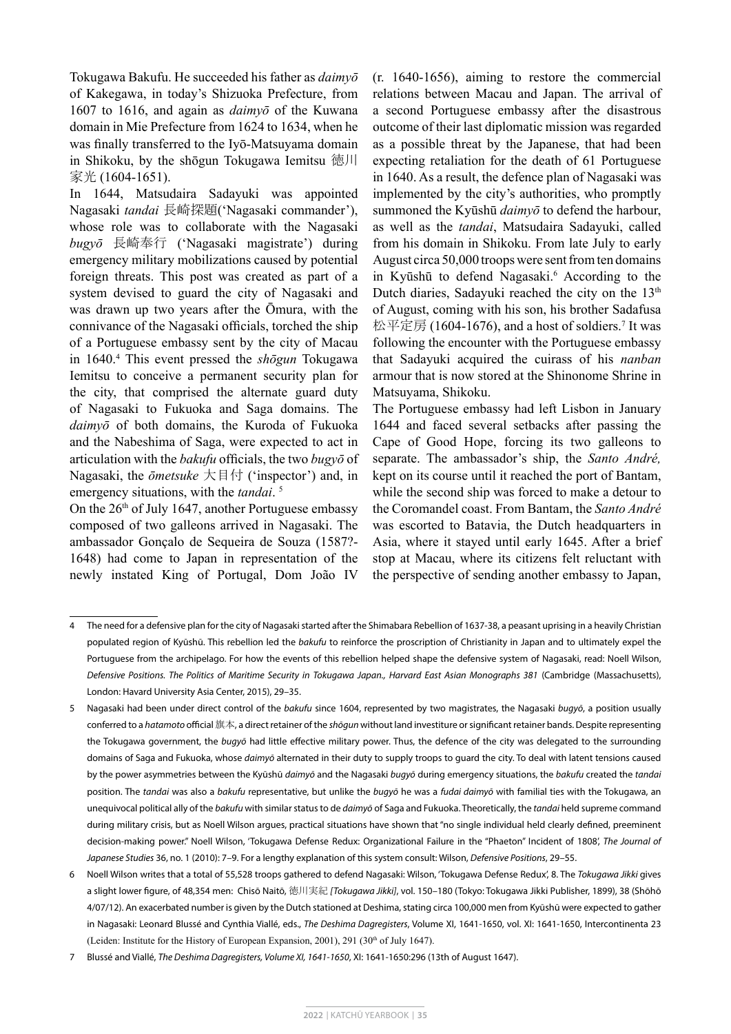Tokugawa Bakufu. He succeeded his father as *daimyō* of Kakegawa, in today's Shizuoka Prefecture, from 1607 to 1616, and again as *daimyō* of the Kuwana domain in Mie Prefecture from 1624 to 1634, when he was finally transferred to the Iyō-Matsuyama domain in Shikoku, by the shōgun Tokugawa Iemitsu 徳川家光 (1604-1651).

In 1644, Matsudaira Sadayuki was appointed Nagasaki *tandai* 長崎探題('Nagasaki commander'), whose role was to collaborate with the Nagasaki *bugyō* 長崎奉行 ('Nagasaki magistrate') during emergency military mobilizations caused by potential foreign threats. This post was created as part of a system devised to guard the city of Nagasaki and was drawn up two years after the Ōmura, with the connivance of the Nagasaki officials, torched the ship of a Portuguese embassy sent by the city of Macau in 1640.[4] This event pressed the *shōgun* Tokugawa Iemitsu to conceive a permanent security plan for the city, that comprised the alternate guard duty of Nagasaki to Fukuoka and Saga domains. The *daimyō* of both domains, the Kuroda of Fukuoka and the Nabeshima of Saga, were expected to act in articulation with the *bakufu* officials, the two *bugyō* of Nagasaki, the *ōmetsuke* 大目付 ('inspector') and, in emergency situations, with the *tandai*.[5]

On the 26th of July 1647, another Portuguese embassy composed of two galleons arrived in Nagasaki. The ambassador Gonçalo de Sequeira de Souza (1587?-1648) had come to Japan in representation of the newly instated King of Portugal, Dom João IV (r. 1640-1656), aiming to restore the commercial relations between Macau and Japan. The arrival of a second Portuguese embassy after the disastrous outcome of their last diplomatic mission was regarded as a possible threat by the Japanese, that had been expecting retaliation for the death of 61 Portuguese in 1640. As a result, the defence plan of Nagasaki was implemented by the city's authorities, who promptly summoned the Kyūshū *daimyō* to defend the harbour, as well as the *tandai*, Matsudaira Sadayuki, called from his domain in Shikoku. From late July to early August circa 50,000 troops were sent from ten domains in Kyūshū to defend Nagasaki.[6] According to the Dutch diaries, Sadayuki reached the city on the 13th of August, coming with his son, his brother Sadafusa 松平定房 (1604-1676), and a host of soldiers.[7] It was following the encounter with the Portuguese embassy that Sadayuki acquired the cuirass of his *nanban* armour that is now stored at the Shinonome Shrine in Matsuyama, Shikoku.

The Portuguese embassy had left Lisbon in January 1644 and faced several setbacks after passing the Cape of Good Hope, forcing its two galleons to separate. The ambassador's ship, the *Santo André,* kept on its course until it reached the port of Bantam, while the second ship was forced to make a detour to the Coromandel coast. From Bantam, the *Santo André* was escorted to Batavia, the Dutch headquarters in Asia, where it stayed until early 1645. After a brief stop at Macau, where its citizens felt reluctant with the perspective of sending another embassy to Japan,

---

4 The need for a defensive plan for the city of Nagasaki started after the Shimabara Rebellion of 1637-38, a peasant uprising in a heavily Christian populated region of Kyūshū. This rebellion led the *bakufu* to reinforce the proscription of Christianity in Japan and to ultimately expel the Portuguese from the archipelago. For how the events of this rebellion helped shape the defensive system of Nagasaki, read: Noell Wilson, *Defensive Positions. The Politics of Maritime Security in Tokugawa Japan., Harvard East Asian Monographs 381* (Cambridge (Massachusetts), London: Havard University Asia Center, 2015), 29–35.

5 Nagasaki had been under direct control of the *bakufu* since 1604, represented by two magistrates, the Nagasaki *bugyō*, a position usually conferred to a *hatamoto* official 旗本, a direct retainer of the *shōgun* without land investiture or significant retainer bands. Despite representing the Tokugawa government, the *bugyō* had little effective military power. Thus, the defence of the city was delegated to the surrounding domains of Saga and Fukuoka, whose *daimyō* alternated in their duty to supply troops to guard the city. To deal with latent tensions caused by the power asymmetries between the Kyūshū *daimyō* and the Nagasaki *bugyō* during emergency situations, the *bakufu* created the *tandai* position. The *tandai* was also a *bakufu* representative, but unlike the *bugyō* he was a *fudai daimyō* with familial ties with the Tokugawa, an unequivocal political ally of the *bakufu* with similar status to de *daimyō* of Saga and Fukuoka. Theoretically, the *tandai* held supreme command during military crisis, but as Noell Wilson argues, practical situations have shown that "no single individual held clearly defined, preeminent decision-making power." Noell Wilson, 'Tokugawa Defense Redux: Organizational Failure in the "Phaeton" Incident of 1808', *The Journal of Japanese Studies* 36, no. 1 (2010): 7–9. For a lengthy explanation of this system consult: Wilson, *Defensive Positions*, 29–55.

6 Noell Wilson writes that a total of 55,528 troops gathered to defend Nagasaki: Wilson, 'Tokugawa Defense Redux', 8. The *Tokugawa Jikki* gives a slight lower figure, of 48,354 men: Chisō Naitō, 徳川実紀 *[Tokugawa Jikki]*, vol. 150–180 (Tokyo: Tokugawa Jikki Publisher, 1899), 38 (Shōhō 4/07/12). An exacerbated number is given by the Dutch stationed at Deshima, stating circa 100,000 men from Kyūshū were expected to gather in Nagasaki: Leonard Blussé and Cynthia Viallé, eds., *The Deshima Dagregisters*, Volume XI, 1641-1650, vol. XI: 1641-1650, Intercontinenta 23 (Leiden: Institute for the History of European Expansion, 2001), 291 (30th of July 1647).

7 Blussé and Viallé, *The Deshima Dagregisters, Volume XI, 1641-1650*, XI: 1641-1650:296 (13th of August 1647).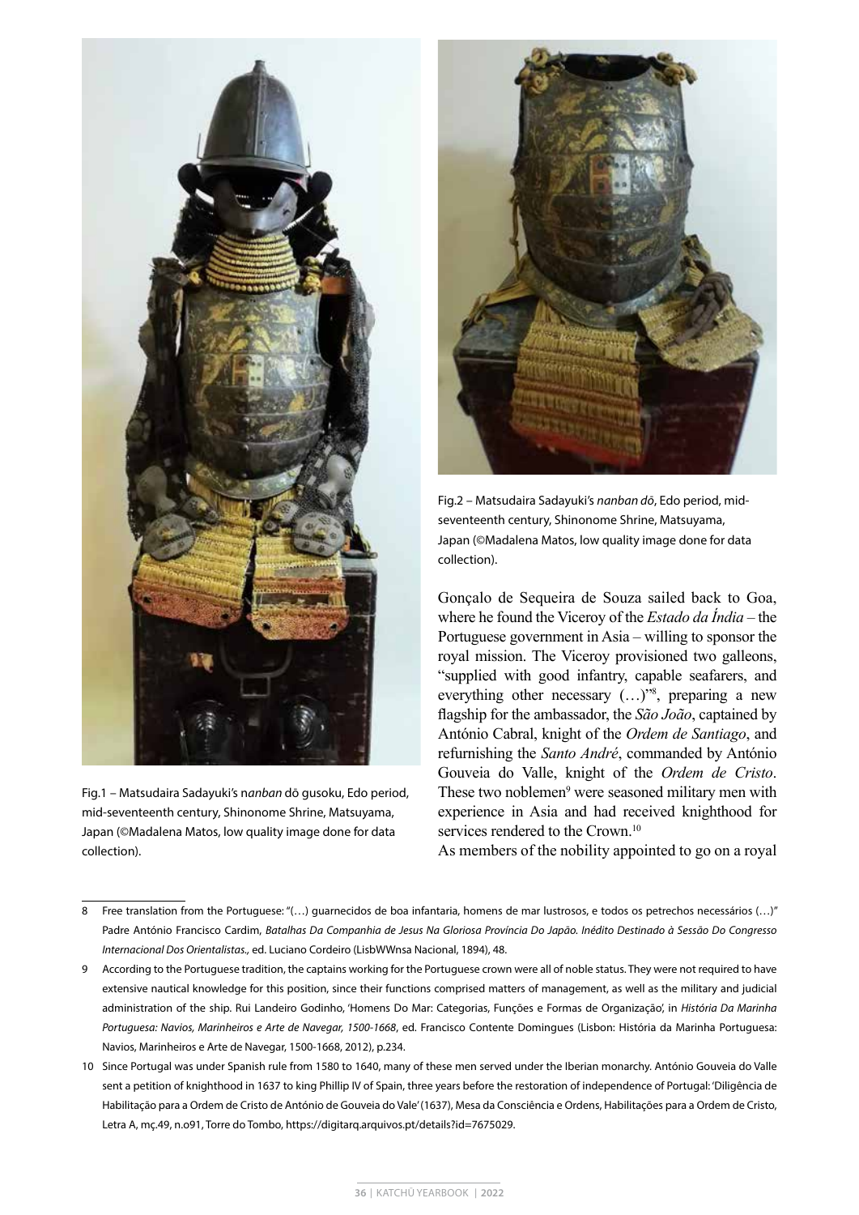Fig.1 – Matsudaira Sadayuki's n*anban* dō gusoku, Edo period, mid-seventeenth century, Shinonome Shrine, Matsuyama, Japan (©Madalena Matos, low quality image done for data collection).

Fig.2 – Matsudaira Sadayuki's *nanban dō*, Edo period, mid-seventeenth century, Shinonome Shrine, Matsuyama, Japan (©Madalena Matos, low quality image done for data collection).

Gonçalo de Sequeira de Souza sailed back to Goa, where he found the Viceroy of the *Estado da Índia* – the Portuguese government in Asia – willing to sponsor the royal mission. The Viceroy provisioned two galleons, "supplied with good infantry, capable seafarers, and everything other necessary (…)"[8], preparing a new flagship for the ambassador, the *São João*, captained by António Cabral, knight of the *Ordem de Santiago*, and refurnishing the *Santo André*, commanded by António Gouveia do Valle, knight of the *Ordem de Cristo*. These two noblemen[9] were seasoned military men with experience in Asia and had received knighthood for services rendered to the Crown.[10]

As members of the nobility appointed to go on a royal

---

8 Free translation from the Portuguese: "(…) guarnecidos de boa infantaria, homens de mar lustrosos, e todos os petrechos necessários (…)" Padre António Francisco Cardim, *Batalhas Da Companhia de Jesus Na Gloriosa Província Do Japão. Inédito Destinado à Sessão Do Congresso Internacional Dos Orientalistas.*, ed. Luciano Cordeiro (LisbWWnsa Nacional, 1894), 48.

9 According to the Portuguese tradition, the captains working for the Portuguese crown were all of noble status. They were not required to have extensive nautical knowledge for this position, since their functions comprised matters of management, as well as the military and judicial administration of the ship. Rui Landeiro Godinho, 'Homens Do Mar: Categorias, Funções e Formas de Organização', in *História Da Marinha Portuguesa: Navios, Marinheiros e Arte de Navegar, 1500-1668*, ed. Francisco Contente Domingues (Lisbon: História da Marinha Portuguesa: Navios, Marinheiros e Arte de Navegar, 1500-1668, 2012), p.234.

10 Since Portugal was under Spanish rule from 1580 to 1640, many of these men served under the Iberian monarchy. António Gouveia do Valle sent a petition of knighthood in 1637 to king Phillip IV of Spain, three years before the restoration of independence of Portugal: 'Diligência de Habilitação para a Ordem de Cristo de António de Gouveia do Vale' (1637), Mesa da Consciência e Ordens, Habilitações para a Ordem de Cristo, Letra A, mç.49, n.o91, Torre do Tombo, https://digitarq.arquivos.pt/details?id=7675029.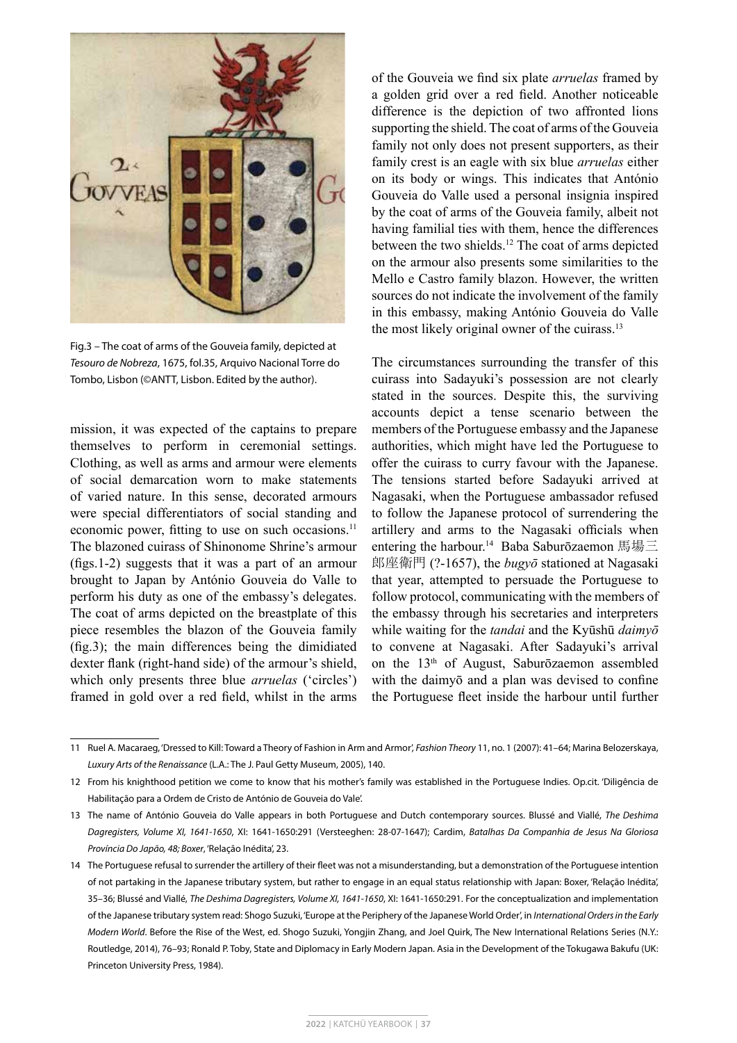Fig.3 – The coat of arms of the Gouveia family, depicted at *Tesouro de Nobreza*, 1675, fol.35, Arquivo Nacional Torre do Tombo, Lisbon (©ANTT, Lisbon. Edited by the author).

mission, it was expected of the captains to prepare themselves to perform in ceremonial settings. Clothing, as well as arms and armour were elements of social demarcation worn to make statements of varied nature. In this sense, decorated armours were special differentiators of social standing and economic power, fitting to use on such occasions.[11] The blazoned cuirass of Shinonome Shrine's armour (figs.1-2) suggests that it was a part of an armour brought to Japan by António Gouveia do Valle to perform his duty as one of the embassy's delegates. The coat of arms depicted on the breastplate of this piece resembles the blazon of the Gouveia family (fig.3); the main differences being the dimidiated dexter flank (right-hand side) of the armour's shield, which only presents three blue *arruelas* ('circles') framed in gold over a red field, whilst in the arms of the Gouveia we find six plate *arruelas* framed by a golden grid over a red field. Another noticeable difference is the depiction of two affronted lions supporting the shield. The coat of arms of the Gouveia family not only does not present supporters, as their family crest is an eagle with six blue *arruelas* either on its body or wings. This indicates that António Gouveia do Valle used a personal insignia inspired by the coat of arms of the Gouveia family, albeit not having familial ties with them, hence the differences between the two shields.[12] The coat of arms depicted on the armour also presents some similarities to the Mello e Castro family blazon. However, the written sources do not indicate the involvement of the family in this embassy, making António Gouveia do Valle the most likely original owner of the cuirass.[13]

The circumstances surrounding the transfer of this cuirass into Sadayuki's possession are not clearly stated in the sources. Despite this, the surviving accounts depict a tense scenario between the members of the Portuguese embassy and the Japanese authorities, which might have led the Portuguese to offer the cuirass to curry favour with the Japanese. The tensions started before Sadayuki arrived at Nagasaki, when the Portuguese ambassador refused to follow the Japanese protocol of surrendering the artillery and arms to the Nagasaki officials when entering the harbour.[14] Baba Saburōzaemon 馬場三郎座衛門 (?-1657), the *bugyō* stationed at Nagasaki that year, attempted to persuade the Portuguese to follow protocol, communicating with the members of the embassy through his secretaries and interpreters while waiting for the *tandai* and the Kyūshū *daimyō* to convene at Nagasaki. After Sadayuki's arrival on the 13th of August, Saburōzaemon assembled with the daimyō and a plan was devised to confine the Portuguese fleet inside the harbour until further

---

11 Ruel A. Macaraeg, 'Dressed to Kill: Toward a Theory of Fashion in Arm and Armor', *Fashion Theory* 11, no. 1 (2007): 41–64; Marina Belozerskaya, *Luxury Arts of the Renaissance* (L.A.: The J. Paul Getty Museum, 2005), 140.

12 From his knighthood petition we come to know that his mother's family was established in the Portuguese Indies. Op.cit. 'Diligência de Habilitação para a Ordem de Cristo de António de Gouveia do Vale'.

13 The name of António Gouveia do Valle appears in both Portuguese and Dutch contemporary sources. Blussé and Viallé, *The Deshima Dagregisters, Volume XI, 1641-1650*, XI: 1641-1650:291 (Versteeghen: 28-07-1647); Cardim, *Batalhas Da Companhia de Jesus Na Gloriosa Província Do Japão, 48; Boxer*, 'Relação Inédita', 23.

14 The Portuguese refusal to surrender the artillery of their fleet was not a misunderstanding, but a demonstration of the Portuguese intention of not partaking in the Japanese tributary system, but rather to engage in an equal status relationship with Japan: Boxer, 'Relação Inédita', 35–36; Blussé and Viallé, *The Deshima Dagregisters, Volume XI, 1641-1650*, XI: 1641-1650:291. For the conceptualization and implementation of the Japanese tributary system read: Shogo Suzuki, 'Europe at the Periphery of the Japanese World Order', in *International Orders in the Early Modern World*. Before the Rise of the West, ed. Shogo Suzuki, Yongjin Zhang, and Joel Quirk, The New International Relations Series (N.Y.: Routledge, 2014), 76–93; Ronald P. Toby, State and Diplomacy in Early Modern Japan. Asia in the Development of the Tokugawa Bakufu (UK: Princeton University Press, 1984).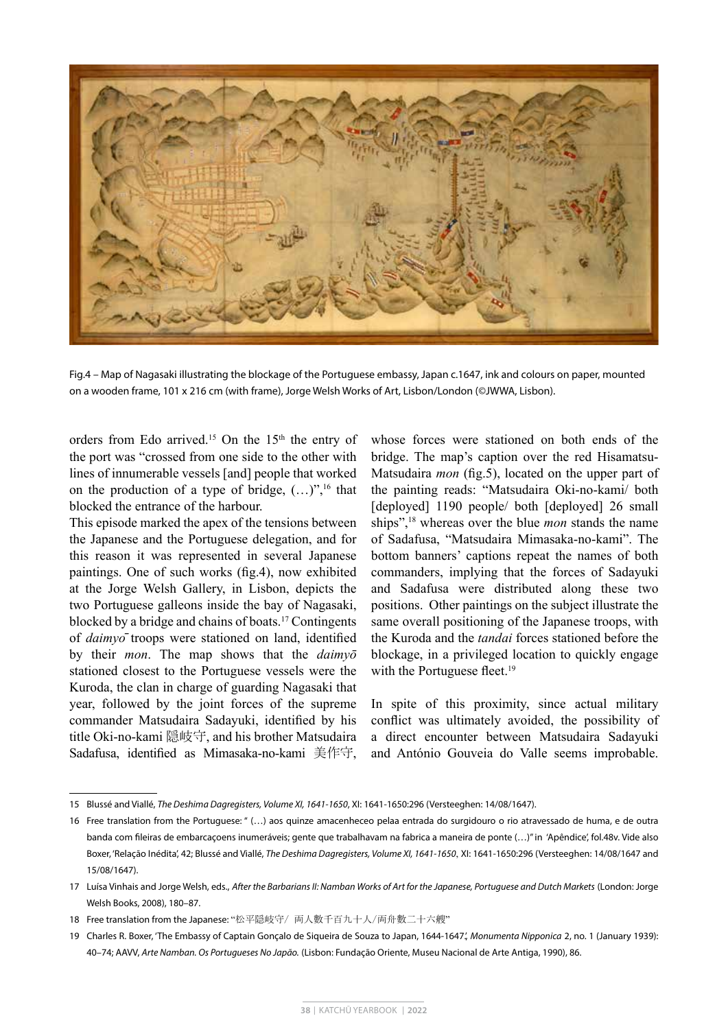Fig.4 – Map of Nagasaki illustrating the blockage of the Portuguese embassy, Japan c.1647, ink and colours on paper, mounted on a wooden frame, 101 x 216 cm (with frame), Jorge Welsh Works of Art, Lisbon/London (©JWWA, Lisbon).

orders from Edo arrived.[15] On the 15th the entry of the port was "crossed from one side to the other with lines of innumerable vessels [and] people that worked on the production of a type of bridge, (…)",[16] that blocked the entrance of the harbour.

This episode marked the apex of the tensions between the Japanese and the Portuguese delegation, and for this reason it was represented in several Japanese paintings. One of such works (fig.4), now exhibited at the Jorge Welsh Gallery, in Lisbon, depicts the two Portuguese galleons inside the bay of Nagasaki, blocked by a bridge and chains of boats.[17] Contingents of *daimyō* troops were stationed on land, identified by their *mon*. The map shows that the *daimyō* stationed closest to the Portuguese vessels were the Kuroda, the clan in charge of guarding Nagasaki that year, followed by the joint forces of the supreme commander Matsudaira Sadayuki, identified by his title Oki-no-kami 隠岐守, and his brother Matsudaira Sadafusa, identified as Mimasaka-no-kami 美作守, whose forces were stationed on both ends of the bridge. The map's caption over the red Hisamatsu-Matsudaira *mon* (fig.5), located on the upper part of the painting reads: "Matsudaira Oki-no-kami/ both [deployed] 1190 people/ both [deployed] 26 small ships",[18] whereas over the blue *mon* stands the name of Sadafusa, "Matsudaira Mimasaka-no-kami". The bottom banners' captions repeat the names of both commanders, implying that the forces of Sadayuki and Sadafusa were distributed along these two positions. Other paintings on the subject illustrate the same overall positioning of the Japanese troops, with the Kuroda and the *tandai* forces stationed before the blockage, in a privileged location to quickly engage with the Portuguese fleet.[19]

In spite of this proximity, since actual military conflict was ultimately avoided, the possibility of a direct encounter between Matsudaira Sadayuki and António Gouveia do Valle seems improbable.

---

15 Blussé and Viallé, *The Deshima Dagregisters, Volume XI, 1641-1650*, XI: 1641-1650:296 (Versteeghen: 14/08/1647).

16 Free translation from the Portuguese: " (…) aos quinze amacenheceo pelaa entrada do surgidouro o rio atravessado de huma, e de outra banda com fileiras de embarcaçoens inumeráveis; gente que trabalhavam na fabrica a maneira de ponte (…)" in 'Apêndice', fol.48v. Vide also Boxer, 'Relação Inédita', 42; Blussé and Viallé, *The Deshima Dagregisters, Volume XI, 1641-1650*, XI: 1641-1650:296 (Versteeghen: 14/08/1647 and 15/08/1647).

17 Luísa Vinhais and Jorge Welsh, eds., *After the Barbarians II: Namban Works of Art for the Japanese, Portuguese and Dutch Markets* (London: Jorge Welsh Books, 2008), 180–87.

18 Free translation from the Japanese: "松平隠岐守/ 両人數千百九十人/両舟數二十六艘"

19 Charles R. Boxer, 'The Embassy of Captain Gonçalo de Siqueira de Souza to Japan, 1644-1647', *Monumenta Nipponica* 2, no. 1 (January 1939): 40–74; AAVV, *Arte Namban. Os Portugueses No Japão.* (Lisbon: Fundação Oriente, Museu Nacional de Arte Antiga, 1990), 86.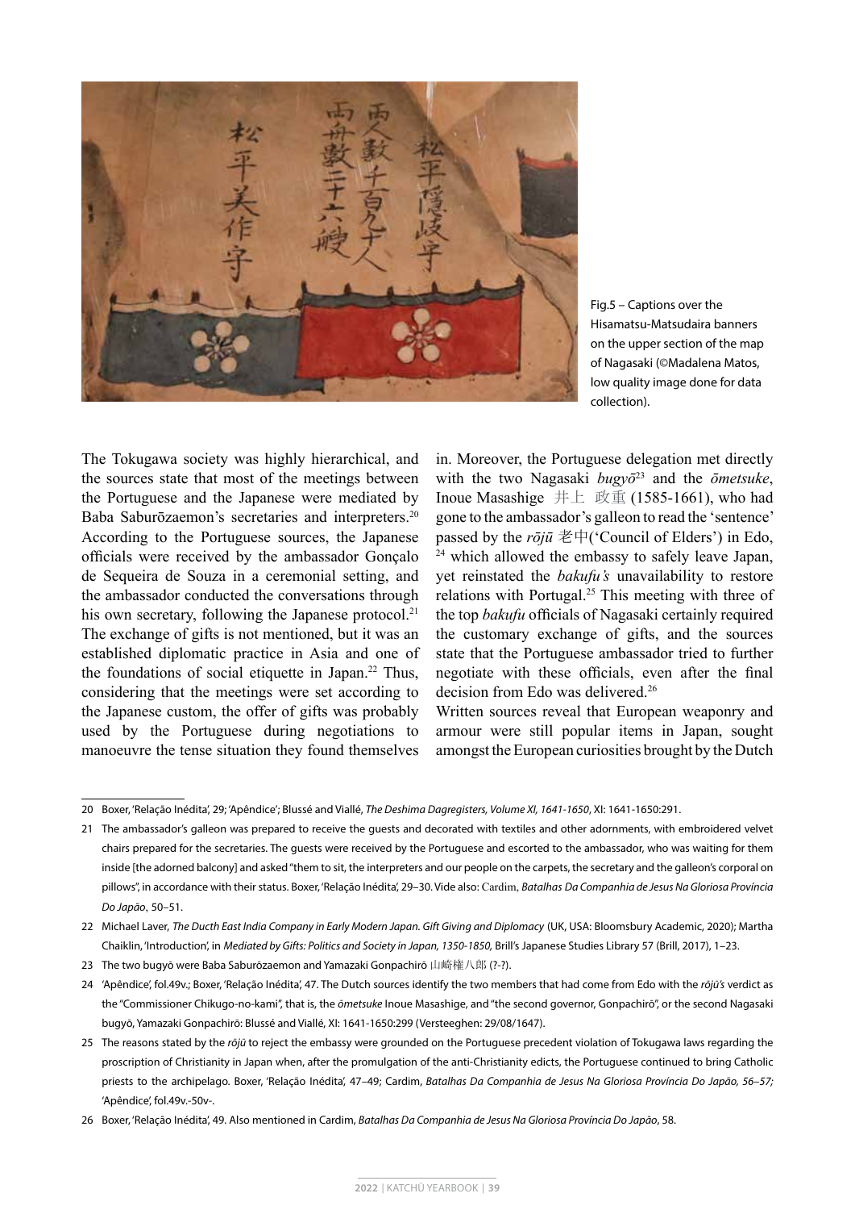Fig.5 – Captions over the Hisamatsu-Matsudaira banners on the upper section of the map of Nagasaki (©Madalena Matos, low quality image done for data collection).

The Tokugawa society was highly hierarchical, and the sources state that most of the meetings between the Portuguese and the Japanese were mediated by Baba Saburōzaemon's secretaries and interpreters.[20] According to the Portuguese sources, the Japanese officials were received by the ambassador Gonçalo de Sequeira de Souza in a ceremonial setting, and the ambassador conducted the conversations through his own secretary, following the Japanese protocol.[21] The exchange of gifts is not mentioned, but it was an established diplomatic practice in Asia and one of the foundations of social etiquette in Japan.[22] Thus, considering that the meetings were set according to the Japanese custom, the offer of gifts was probably used by the Portuguese during negotiations to manoeuvre the tense situation they found themselves in. Moreover, the Portuguese delegation met directly with the two Nagasaki *bugyō*[23] and the *ōmetsuke*, Inoue Masashige 井上 政重 (1585-1661), who had gone to the ambassador's galleon to read the 'sentence' passed by the *rōjū* 老中('Council of Elders') in Edo,[24] which allowed the embassy to safely leave Japan, yet reinstated the *bakufu's* unavailability to restore relations with Portugal.[25] This meeting with three of the top *bakufu* officials of Nagasaki certainly required the customary exchange of gifts, and the sources state that the Portuguese ambassador tried to further negotiate with these officials, even after the final decision from Edo was delivered.[26]

Written sources reveal that European weaponry and armour were still popular items in Japan, sought amongst the European curiosities brought by the Dutch

---

20 Boxer, 'Relação Inédita', 29; 'Apêndice'; Blussé and Viallé, *The Deshima Dagregisters, Volume XI, 1641-1650*, XI: 1641-1650:291.

21 The ambassador's galleon was prepared to receive the guests and decorated with textiles and other adornments, with embroidered velvet chairs prepared for the secretaries. The guests were received by the Portuguese and escorted to the ambassador, who was waiting for them inside [the adorned balcony] and asked "them to sit, the interpreters and our people on the carpets, the secretary and the galleon's corporal on pillows", in accordance with their status. Boxer, 'Relação Inédita', 29–30. Vide also: Cardim, *Batalhas Da Companhia de Jesus Na Gloriosa Província Do Japão*, 50–51.

22 Michael Laver, *The Ducth East India Company in Early Modern Japan. Gift Giving and Diplomacy* (UK, USA: Bloomsbury Academic, 2020); Martha Chaiklin, 'Introduction', in *Mediated by Gifts: Politics and Society in Japan, 1350-1850,* Brill's Japanese Studies Library 57 (Brill, 2017), 1–23.

23 The two bugyō were Baba Saburōzaemon and Yamazaki Gonpachirō 山崎権八郎 (?-?).

24 'Apêndice', fol.49v.; Boxer, 'Relação Inédita', 47. The Dutch sources identify the two members that had come from Edo with the *rōjū's* verdict as the "Commissioner Chikugo-no-kami", that is, the *ōmetsuke* Inoue Masashige, and "the second governor, Gonpachirō", or the second Nagasaki bugyō, Yamazaki Gonpachirō: Blussé and Viallé, XI: 1641-1650:299 (Versteeghen: 29/08/1647).

25 The reasons stated by the *rōjū* to reject the embassy were grounded on the Portuguese precedent violation of Tokugawa laws regarding the proscription of Christianity in Japan when, after the promulgation of the anti-Christianity edicts, the Portuguese continued to bring Catholic priests to the archipelago. Boxer, 'Relação Inédita', 47–49; Cardim, *Batalhas Da Companhia de Jesus Na Gloriosa Província Do Japão, 56–57;* 'Apêndice', fol.49v.-50v-.

26 Boxer, 'Relação Inédita', 49. Also mentioned in Cardim, *Batalhas Da Companhia de Jesus Na Gloriosa Província Do Japão*, 58.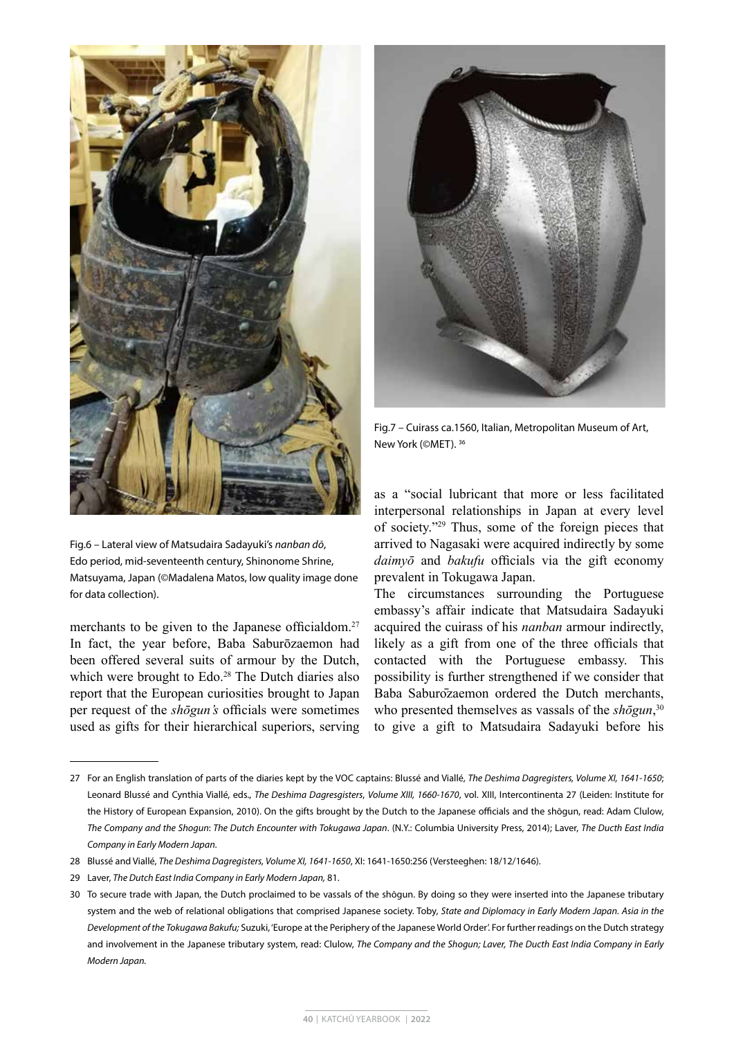Fig.6 – Lateral view of Matsudaira Sadayuki's *nanban dō*, Edo period, mid-seventeenth century, Shinonome Shrine, Matsuyama, Japan (©Madalena Matos, low quality image done for data collection).

Fig.7 – Cuirass ca.1560, Italian, Metropolitan Museum of Art, New York (©MET). [36]

merchants to be given to the Japanese officialdom.[27] In fact, the year before, Baba Saburōzaemon had been offered several suits of armour by the Dutch, which were brought to Edo.[28] The Dutch diaries also report that the European curiosities brought to Japan per request of the *shōgun's* officials were sometimes used as gifts for their hierarchical superiors, serving as a "social lubricant that more or less facilitated interpersonal relationships in Japan at every level of society."[29] Thus, some of the foreign pieces that arrived to Nagasaki were acquired indirectly by some *daimyō* and *bakufu* officials via the gift economy prevalent in Tokugawa Japan.

The circumstances surrounding the Portuguese embassy's affair indicate that Matsudaira Sadayuki acquired the cuirass of his *nanban* armour indirectly, likely as a gift from one of the three officials that contacted with the Portuguese embassy. This possibility is further strengthened if we consider that Baba Saburōzaemon ordered the Dutch merchants, who presented themselves as vassals of the *shōgun*,[30] to give a gift to Matsudaira Sadayuki before his

---

27 For an English translation of parts of the diaries kept by the VOC captains: Blussé and Viallé, *The Deshima Dagregisters, Volume XI, 1641-1650*; Leonard Blussé and Cynthia Viallé, eds., *The Deshima Dagresgisters, Volume XIII, 1660-1670*, vol. XIII, Intercontinenta 27 (Leiden: Institute for the History of European Expansion, 2010). On the gifts brought by the Dutch to the Japanese officials and the shōgun, read: Adam Clulow, *The Company and the Shogun*: *The Dutch Encounter with Tokugawa Japan*. (N.Y.: Columbia University Press, 2014); Laver, *The Ducth East India Company in Early Modern Japan*.

28 Blussé and Viallé, *The Deshima Dagregisters, Volume XI, 1641-1650*, XI: 1641-1650:256 (Versteeghen: 18/12/1646).

29 Laver, *The Dutch East India Company in Early Modern Japan,* 81.

30 To secure trade with Japan, the Dutch proclaimed to be vassals of the shōgun. By doing so they were inserted into the Japanese tributary system and the web of relational obligations that comprised Japanese society. Toby, *State and Diplomacy in Early Modern Japan. Asia in the Development of the Tokugawa Bakufu;* Suzuki, 'Europe at the Periphery of the Japanese World Order'. For further readings on the Dutch strategy and involvement in the Japanese tributary system, read: Clulow, *The Company and the Shogun; Laver, The Ducth East India Company in Early Modern Japan.*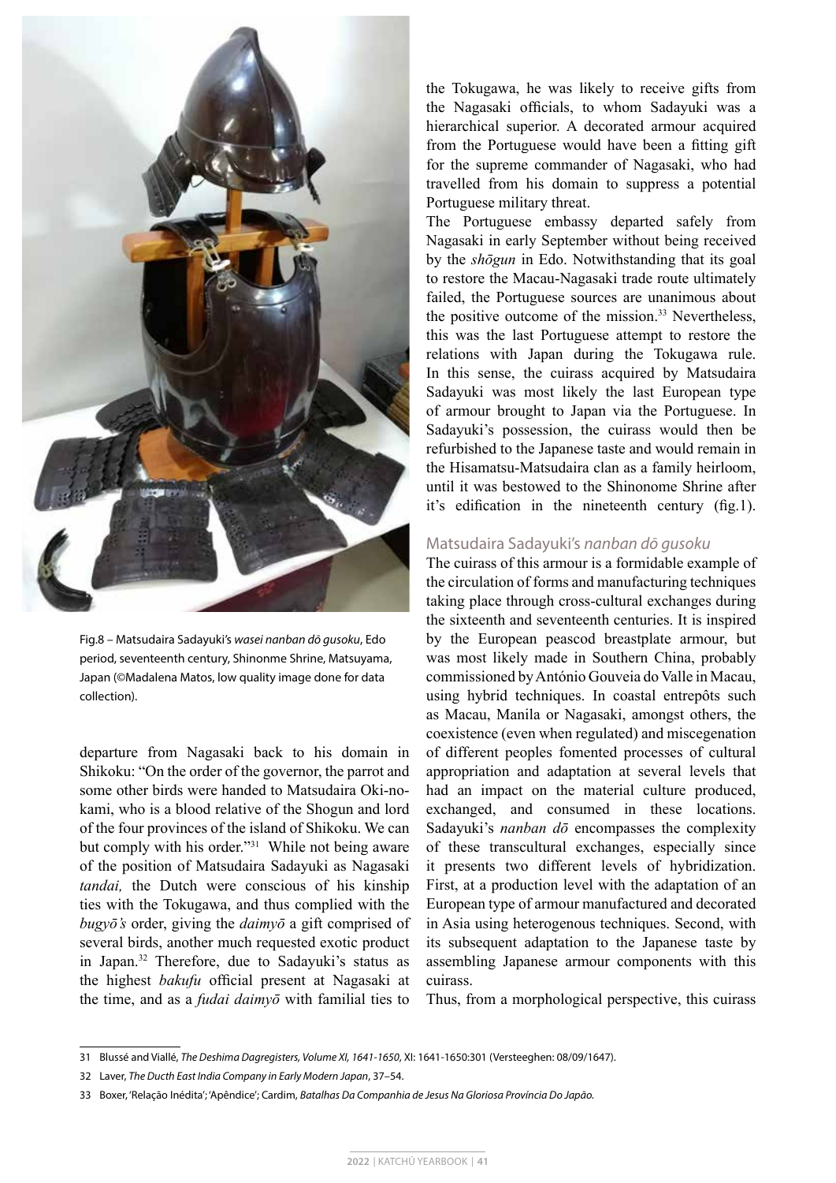Fig.8 – Matsudaira Sadayuki's *wasei nanban dō gusoku*, Edo period, seventeenth century, Shinonme Shrine, Matsuyama, Japan (©Madalena Matos, low quality image done for data collection).

departure from Nagasaki back to his domain in Shikoku: "On the order of the governor, the parrot and some other birds were handed to Matsudaira Oki-no-kami, who is a blood relative of the Shogun and lord of the four provinces of the island of Shikoku. We can but comply with his order."[31] While not being aware of the position of Matsudaira Sadayuki as Nagasaki *tandai,* the Dutch were conscious of his kinship ties with the Tokugawa, and thus complied with the *bugyō's* order, giving the *daimyō* a gift comprised of several birds, another much requested exotic product in Japan.[32] Therefore, due to Sadayuki's status as the highest *bakufu* official present at Nagasaki at the time, and as a *fudai daimyō* with familial ties to the Tokugawa, he was likely to receive gifts from the Nagasaki officials, to whom Sadayuki was a hierarchical superior. A decorated armour acquired from the Portuguese would have been a fitting gift for the supreme commander of Nagasaki, who had travelled from his domain to suppress a potential Portuguese military threat.

The Portuguese embassy departed safely from Nagasaki in early September without being received by the *shōgun* in Edo. Notwithstanding that its goal to restore the Macau-Nagasaki trade route ultimately failed, the Portuguese sources are unanimous about the positive outcome of the mission.[33] Nevertheless, this was the last Portuguese attempt to restore the relations with Japan during the Tokugawa rule. In this sense, the cuirass acquired by Matsudaira Sadayuki was most likely the last European type of armour brought to Japan via the Portuguese. In Sadayuki's possession, the cuirass would then be refurbished to the Japanese taste and would remain in the Hisamatsu-Matsudaira clan as a family heirloom, until it was bestowed to the Shinonome Shrine after it's edification in the nineteenth century (fig.1).

## Matsudaira Sadayuki's *nanban dō gusoku*

The cuirass of this armour is a formidable example of the circulation of forms and manufacturing techniques taking place through cross-cultural exchanges during the sixteenth and seventeenth centuries. It is inspired by the European peascod breastplate armour, but was most likely made in Southern China, probably commissioned by António Gouveia do Valle in Macau, using hybrid techniques. In coastal entrepôts such as Macau, Manila or Nagasaki, amongst others, the coexistence (even when regulated) and miscegenation of different peoples fomented processes of cultural appropriation and adaptation at several levels that had an impact on the material culture produced, exchanged, and consumed in these locations. Sadayuki's *nanban dō* encompasses the complexity of these transcultural exchanges, especially since it presents two different levels of hybridization. First, at a production level with the adaptation of an European type of armour manufactured and decorated in Asia using heterogenous techniques. Second, with its subsequent adaptation to the Japanese taste by assembling Japanese armour components with this cuirass.

Thus, from a morphological perspective, this cuirass

---

31 Blussé and Viallé, *The Deshima Dagregisters, Volume XI, 1641-1650*, XI: 1641-1650:301 (Versteeghen: 08/09/1647).

32 Laver, *The Ducth East India Company in Early Modern Japan*, 37–54.

33 Boxer, 'Relação Inédita'; 'Apêndice'; Cardim, *Batalhas Da Companhia de Jesus Na Gloriosa Província Do Japão.*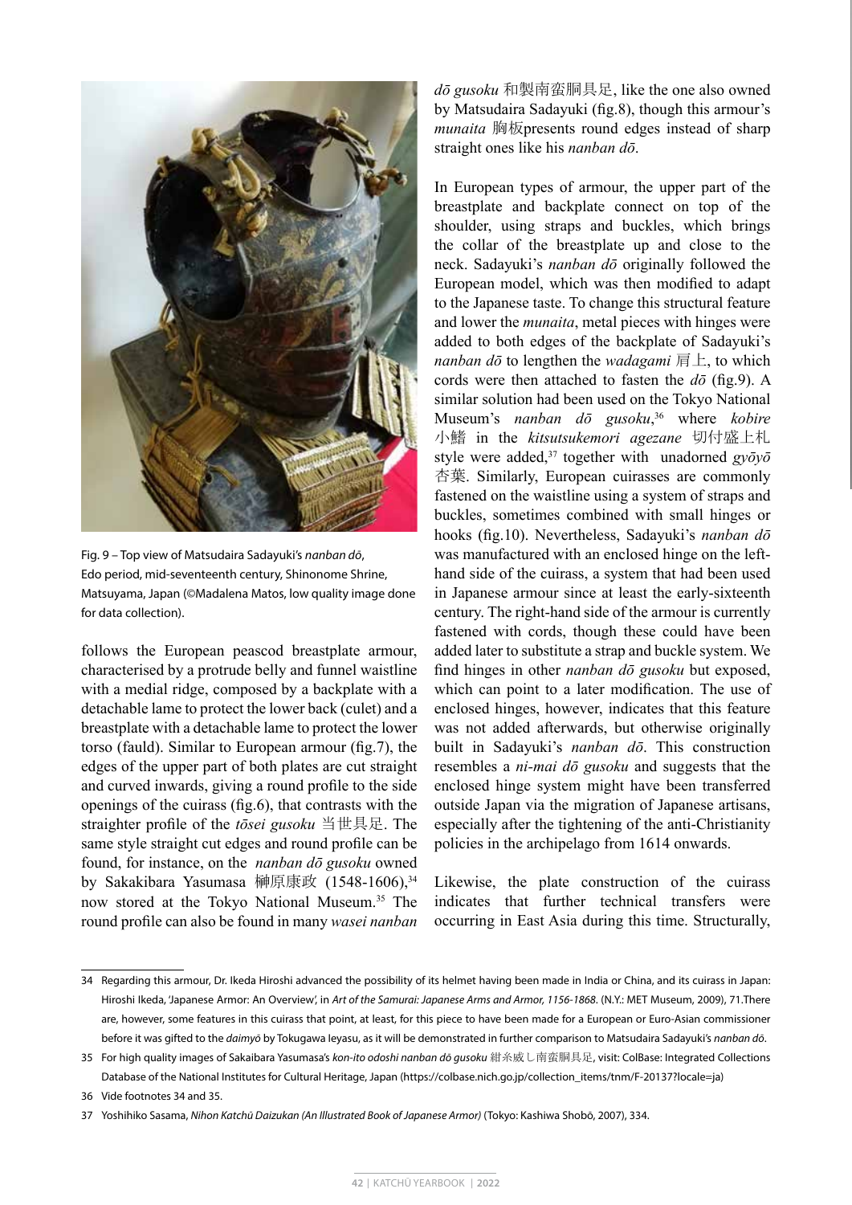Fig. 9 – Top view of Matsudaira Sadayuki's *nanban dō*, Edo period, mid-seventeenth century, Shinonome Shrine, Matsuyama, Japan (©Madalena Matos, low quality image done for data collection).

follows the European peascod breastplate armour, characterised by a protrude belly and funnel waistline with a medial ridge, composed by a backplate with a detachable lame to protect the lower back (culet) and a breastplate with a detachable lame to protect the lower torso (fauld). Similar to European armour (fig.7), the edges of the upper part of both plates are cut straight and curved inwards, giving a round profile to the side openings of the cuirass (fig.6), that contrasts with the straighter profile of the *tōsei gusoku* 当世具足. The same style straight cut edges and round profile can be found, for instance, on the *nanban dō gusoku* owned by Sakakibara Yasumasa 榊原康政 (1548-1606),[34] now stored at the Tokyo National Museum.[35] The round profile can also be found in many *wasei nanban dō gusoku* 和製南蛮胴具足, like the one also owned by Matsudaira Sadayuki (fig.8), though this armour's *munaita* 胸板presents round edges instead of sharp straight ones like his *nanban dō*.

In European types of armour, the upper part of the breastplate and backplate connect on top of the shoulder, using straps and buckles, which brings the collar of the breastplate up and close to the neck. Sadayuki's *nanban dō* originally followed the European model, which was then modified to adapt to the Japanese taste. To change this structural feature and lower the *munaita*, metal pieces with hinges were added to both edges of the backplate of Sadayuki's *nanban dō* to lengthen the *wadagami* 肩上, to which cords were then attached to fasten the *dō* (fig.9). A similar solution had been used on the Tokyo National Museum's *nanban dō gusoku*,[36] where *kobire* 小鰭 in the *kitsutsukemori agezane* 切付盛上札 style were added,[37] together with unadorned *gyōyō* 杏葉. Similarly, European cuirasses are commonly fastened on the waistline using a system of straps and buckles, sometimes combined with small hinges or hooks (fig.10). Nevertheless, Sadayuki's *nanban dō* was manufactured with an enclosed hinge on the left-hand side of the cuirass, a system that had been used in Japanese armour since at least the early-sixteenth century. The right-hand side of the armour is currently fastened with cords, though these could have been added later to substitute a strap and buckle system. We find hinges in other *nanban dō gusoku* but exposed, which can point to a later modification. The use of enclosed hinges, however, indicates that this feature was not added afterwards, but otherwise originally built in Sadayuki's *nanban dō*. This construction resembles a *ni-mai dō gusoku* and suggests that the enclosed hinge system might have been transferred outside Japan via the migration of Japanese artisans, especially after the tightening of the anti-Christianity policies in the archipelago from 1614 onwards.

Likewise, the plate construction of the cuirass indicates that further technical transfers were occurring in East Asia during this time. Structurally,

---

34 Regarding this armour, Dr. Ikeda Hiroshi advanced the possibility of its helmet having been made in India or China, and its cuirass in Japan: Hiroshi Ikeda, 'Japanese Armor: An Overview', in *Art of the Samurai: Japanese Arms and Armor, 1156-1868*. (N.Y.: MET Museum, 2009), 71.There are, however, some features in this cuirass that point, at least, for this piece to have been made for a European or Euro-Asian commissioner before it was gifted to the *daimyō* by Tokugawa Ieyasu, as it will be demonstrated in further comparison to Matsudaira Sadayuki's *nanban dō*.

35 For high quality images of Sakaibara Yasumasa's *kon-ito odoshi nanban dō gusoku* 紺糸威し南蛮胴具足, visit: ColBase: Integrated Collections Database of the National Institutes for Cultural Heritage, Japan (https://colbase.nich.go.jp/collection_items/tnm/F-20137?locale=ja)

36 Vide footnotes 34 and 35.

37 Yoshihiko Sasama, *Nihon Katchū Daizukan (An Illustrated Book of Japanese Armor)* (Tokyo: Kashiwa Shobō, 2007), 334.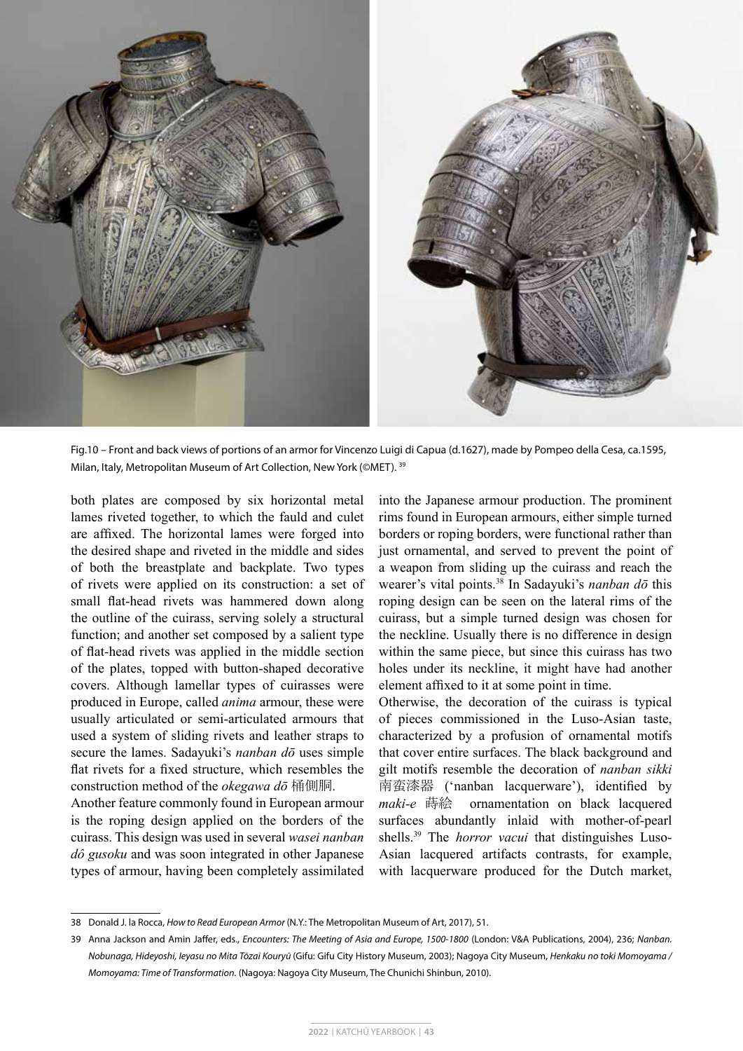Fig.10 – Front and back views of portions of an armor for Vincenzo Luigi di Capua (d.1627), made by Pompeo della Cesa, ca.1595, Milan, Italy, Metropolitan Museum of Art Collection, New York (©MET). [39]

both plates are composed by six horizontal metal lames riveted together, to which the fauld and culet are affixed. The horizontal lames were forged into the desired shape and riveted in the middle and sides of both the breastplate and backplate. Two types of rivets were applied on its construction: a set of small flat-head rivets was hammered down along the outline of the cuirass, serving solely a structural function; and another set composed by a salient type of flat-head rivets was applied in the middle section of the plates, topped with button-shaped decorative covers. Although lamellar types of cuirasses were produced in Europe, called *anima* armour, these were usually articulated or semi-articulated armours that used a system of sliding rivets and leather straps to secure the lames. Sadayuki's *nanban dō* uses simple flat rivets for a fixed structure, which resembles the construction method of the *okegawa dō* 桶側胴.

Another feature commonly found in European armour is the roping design applied on the borders of the cuirass. This design was used in several *wasei nanban dô gusoku* and was soon integrated in other Japanese types of armour, having been completely assimilated into the Japanese armour production. The prominent rims found in European armours, either simple turned borders or roping borders, were functional rather than just ornamental, and served to prevent the point of a weapon from sliding up the cuirass and reach the wearer's vital points.[38] In Sadayuki's *nanban dō* this roping design can be seen on the lateral rims of the cuirass, but a simple turned design was chosen for the neckline. Usually there is no difference in design within the same piece, but since this cuirass has two holes under its neckline, it might have had another element affixed to it at some point in time.

Otherwise, the decoration of the cuirass is typical of pieces commissioned in the Luso-Asian taste, characterized by a profusion of ornamental motifs that cover entire surfaces. The black background and gilt motifs resemble the decoration of *nanban sikki* 南蛮漆器 ('nanban lacquerware'), identified by *maki-e* 蒔絵 ornamentation on black lacquered surfaces abundantly inlaid with mother-of-pearl shells.[39] The *horror vacui* that distinguishes Luso-Asian lacquered artifacts contrasts, for example, with lacquerware produced for the Dutch market,

---

38 Donald J. la Rocca, *How to Read European Armor* (N.Y.: The Metropolitan Museum of Art, 2017), 51.

39 Anna Jackson and Amin Jaffer, eds., *Encounters: The Meeting of Asia and Europe, 1500-1800* (London: V&A Publications, 2004), 236; *Nanban. Nobunaga, Hideyoshi, Ieyasu no Mita Tōzai Kouryū* (Gifu: Gifu City History Museum, 2003); Nagoya City Museum, *Henkaku no toki Momoyama / Momoyama: Time of Transformation.* (Nagoya: Nagoya City Museum, The Chunichi Shinbun, 2010).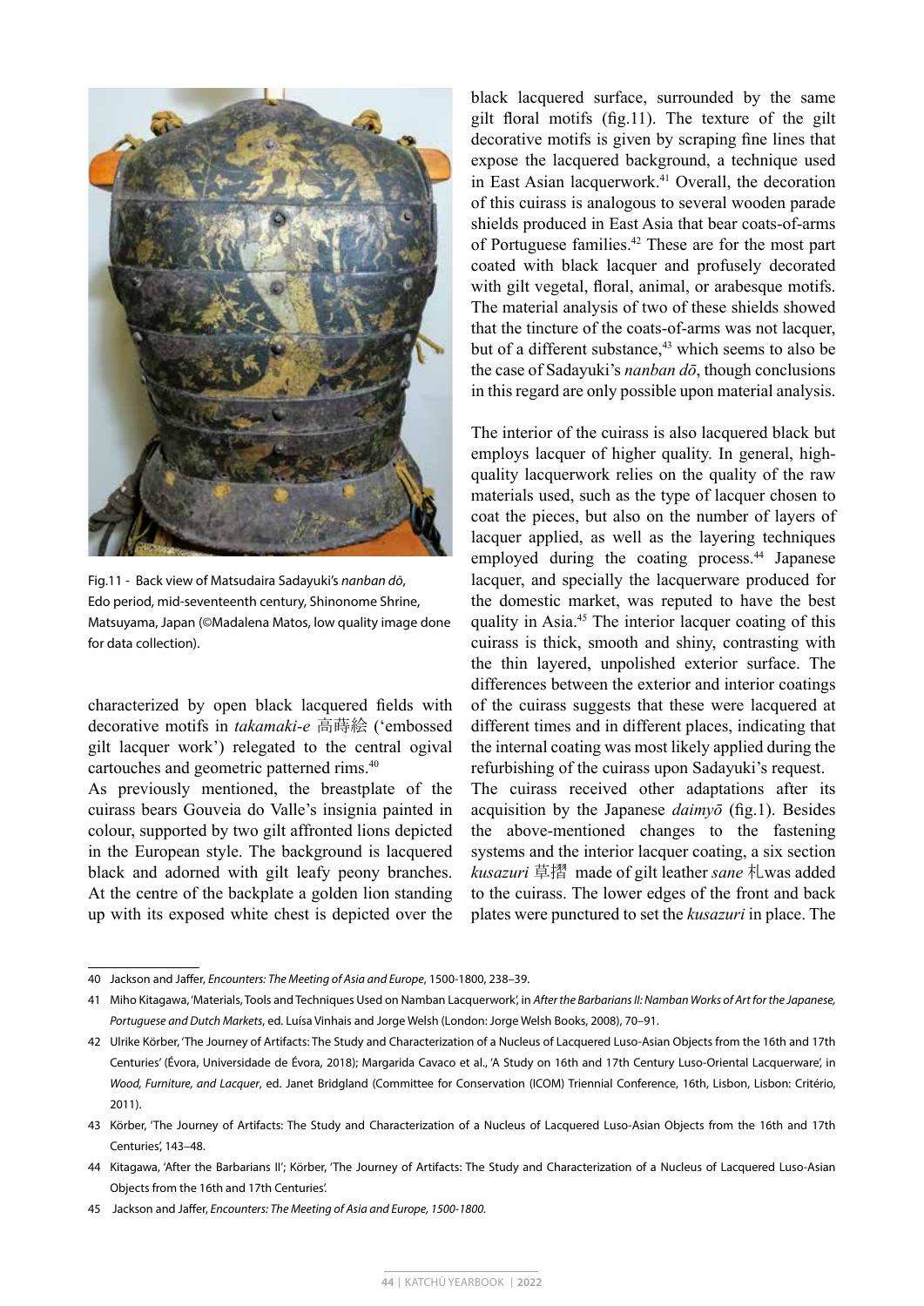Fig.11 - Back view of Matsudaira Sadayuki's *nanban dō*, Edo period, mid-seventeenth century, Shinonome Shrine, Matsuyama, Japan (©Madalena Matos, low quality image done for data collection).

characterized by open black lacquered fields with decorative motifs in *takamaki-e* 高蒔絵 ('embossed gilt lacquer work') relegated to the central ogival cartouches and geometric patterned rims.[40]

As previously mentioned, the breastplate of the cuirass bears Gouveia do Valle's insignia painted in colour, supported by two gilt affronted lions depicted in the European style. The background is lacquered black and adorned with gilt leafy peony branches. At the centre of the backplate a golden lion standing up with its exposed white chest is depicted over the black lacquered surface, surrounded by the same gilt floral motifs (fig.11). The texture of the gilt decorative motifs is given by scraping fine lines that expose the lacquered background, a technique used in East Asian lacquerwork.[41] Overall, the decoration of this cuirass is analogous to several wooden parade shields produced in East Asia that bear coats-of-arms of Portuguese families.[42] These are for the most part coated with black lacquer and profusely decorated with gilt vegetal, floral, animal, or arabesque motifs. The material analysis of two of these shields showed that the tincture of the coats-of-arms was not lacquer, but of a different substance,[43] which seems to also be the case of Sadayuki's *nanban dō*, though conclusions in this regard are only possible upon material analysis.

The interior of the cuirass is also lacquered black but employs lacquer of higher quality. In general, high-quality lacquerwork relies on the quality of the raw materials used, such as the type of lacquer chosen to coat the pieces, but also on the number of layers of lacquer applied, as well as the layering techniques employed during the coating process.[44] Japanese lacquer, and specially the lacquerware produced for the domestic market, was reputed to have the best quality in Asia.[45] The interior lacquer coating of this cuirass is thick, smooth and shiny, contrasting with the thin layered, unpolished exterior surface. The differences between the exterior and interior coatings of the cuirass suggests that these were lacquered at different times and in different places, indicating that the internal coating was most likely applied during the refurbishing of the cuirass upon Sadayuki's request.

The cuirass received other adaptations after its acquisition by the Japanese *daimyō* (fig.1). Besides the above-mentioned changes to the fastening systems and the interior lacquer coating, a six section *kusazuri* 草摺 made of gilt leather *sane* 札was added to the cuirass. The lower edges of the front and back plates were punctured to set the *kusazuri* in place. The

---

40 Jackson and Jaffer, *Encounters: The Meeting of Asia and Europe*, 1500-1800, 238–39.

41 Miho Kitagawa, 'Materials, Tools and Techniques Used on Namban Lacquerwork', in *After the Barbarians II: Namban Works of Art for the Japanese, Portuguese and Dutch Markets*, ed. Luísa Vinhais and Jorge Welsh (London: Jorge Welsh Books, 2008), 70–91.

42 Ulrike Körber, 'The Journey of Artifacts: The Study and Characterization of a Nucleus of Lacquered Luso-Asian Objects from the 16th and 17th Centuries' (Évora, Universidade de Évora, 2018); Margarida Cavaco et al., 'A Study on 16th and 17th Century Luso-Oriental Lacquerware', in *Wood, Furniture, and Lacquer*, ed. Janet Bridgland (Committee for Conservation (ICOM) Triennial Conference, 16th, Lisbon, Lisbon: Critério, 2011).

43 Körber, 'The Journey of Artifacts: The Study and Characterization of a Nucleus of Lacquered Luso-Asian Objects from the 16th and 17th Centuries', 143–48.

44 Kitagawa, 'After the Barbarians II'; Körber, 'The Journey of Artifacts: The Study and Characterization of a Nucleus of Lacquered Luso-Asian Objects from the 16th and 17th Centuries'.

45 Jackson and Jaffer, *Encounters: The Meeting of Asia and Europe, 1500-1800.*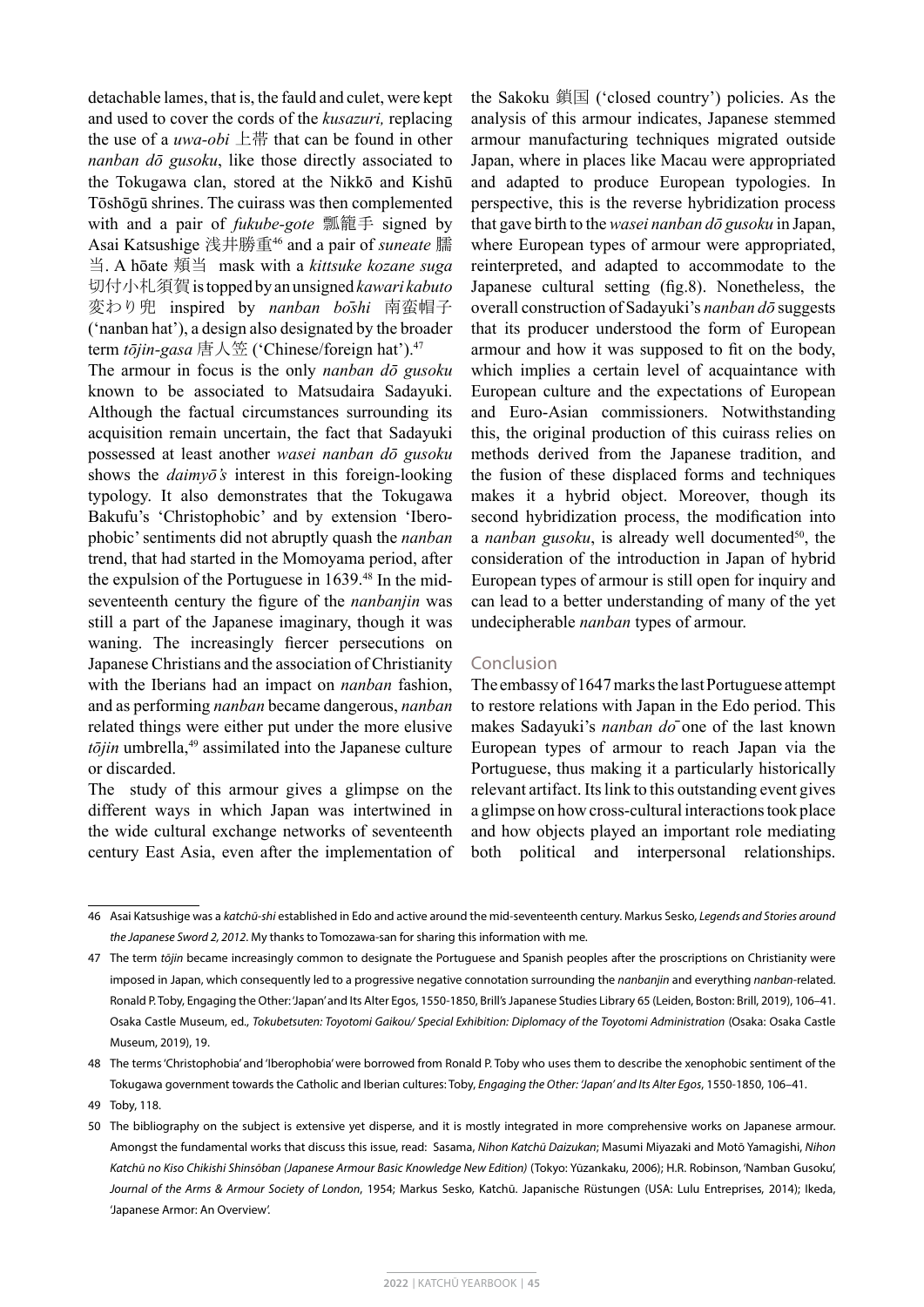detachable lames, that is, the fauld and culet, were kept and used to cover the cords of the *kusazuri,* replacing the use of a *uwa-obi* 上帯 that can be found in other *nanban dō gusoku*, like those directly associated to the Tokugawa clan, stored at the Nikkō and Kishū Tōshōgū shrines. The cuirass was then complemented with and a pair of *fukube-gote* 瓢籠手 signed by Asai Katsushige 浅井勝重[46] and a pair of *suneate* 臑当. A hōate 頬当 mask with a *kittsuke kozane suga* 切付小札須賀 is topped by an unsigned *kawari kabuto* 変わり兜 inspired by *nanban bōshi* 南蛮帽子 ('nanban hat'), a design also designated by the broader term *tōjin-gasa* 唐人笠 ('Chinese/foreign hat').[47]

The armour in focus is the only *nanban dō gusoku* known to be associated to Matsudaira Sadayuki. Although the factual circumstances surrounding its acquisition remain uncertain, the fact that Sadayuki possessed at least another *wasei nanban dō gusoku* shows the *daimyō's* interest in this foreign-looking typology. It also demonstrates that the Tokugawa Bakufu's 'Christophobic' and by extension 'Iberophobic' sentiments did not abruptly quash the *nanban* trend, that had started in the Momoyama period, after the expulsion of the Portuguese in 1639.[48] In the mid-seventeenth century the figure of the *nanbanjin* was still a part of the Japanese imaginary, though it was waning. The increasingly fiercer persecutions on Japanese Christians and the association of Christianity with the Iberians had an impact on *nanban* fashion, and as performing *nanban* became dangerous, *nanban* related things were either put under the more elusive *tōjin* umbrella,[49] assimilated into the Japanese culture or discarded.

The study of this armour gives a glimpse on the different ways in which Japan was intertwined in the wide cultural exchange networks of seventeenth century East Asia, even after the implementation of the Sakoku 鎖国 ('closed country') policies. As the analysis of this armour indicates, Japanese stemmed armour manufacturing techniques migrated outside Japan, where in places like Macau were appropriated and adapted to produce European typologies. In perspective, this is the reverse hybridization process that gave birth to the *wasei nanban dō gusoku* in Japan, where European types of armour were appropriated, reinterpreted, and adapted to accommodate to the Japanese cultural setting (fig.8). Nonetheless, the overall construction of Sadayuki's *nanban dō* suggests that its producer understood the form of European armour and how it was supposed to fit on the body, which implies a certain level of acquaintance with European culture and the expectations of European and Euro-Asian commissioners. Notwithstanding this, the original production of this cuirass relies on methods derived from the Japanese tradition, and the fusion of these displaced forms and techniques makes it a hybrid object. Moreover, though its second hybridization process, the modification into a *nanban gusoku*, is already well documented[50], the consideration of the introduction in Japan of hybrid European types of armour is still open for inquiry and can lead to a better understanding of many of the yet undecipherable *nanban* types of armour.

## Conclusion

The embassy of 1647 marks the last Portuguese attempt to restore relations with Japan in the Edo period. This makes Sadayuki's *nanban dō* one of the last known European types of armour to reach Japan via the Portuguese, thus making it a particularly historically relevant artifact. Its link to this outstanding event gives a glimpse on how cross-cultural interactions took place and how objects played an important role mediating both political and interpersonal relationships.

---

46 Asai Katsushige was a *katchū-shi* established in Edo and active around the mid-seventeenth century. Markus Sesko, *Legends and Stories around the Japanese Sword 2, 2012*. My thanks to Tomozawa-san for sharing this information with me.

47 The term *tōjin* became increasingly common to designate the Portuguese and Spanish peoples after the proscriptions on Christianity were imposed in Japan, which consequently led to a progressive negative connotation surrounding the *nanbanjin* and everything *nanban*-related. Ronald P. Toby, Engaging the Other: 'Japan' and Its Alter Egos, 1550-1850, Brill's Japanese Studies Library 65 (Leiden, Boston: Brill, 2019), 106–41. Osaka Castle Museum, ed., *Tokubetsuten: Toyotomi Gaikou/ Special Exhibition: Diplomacy of the Toyotomi Administration* (Osaka: Osaka Castle Museum, 2019), 19.

48 The terms 'Christophobia' and 'Iberophobia' were borrowed from Ronald P. Toby who uses them to describe the xenophobic sentiment of the Tokugawa government towards the Catholic and Iberian cultures: Toby, *Engaging the Other: 'Japan' and Its Alter Egos*, 1550-1850, 106–41.

49 Toby, 118.

50 The bibliography on the subject is extensive yet disperse, and it is mostly integrated in more comprehensive works on Japanese armour. Amongst the fundamental works that discuss this issue, read: Sasama, *Nihon Katchū Daizukan*; Masumi Miyazaki and Motō Yamagishi, *Nihon Katchū no Kiso Chikishi Shinsōban (Japanese Armour Basic Knowledge New Edition)* (Tokyo: Yūzankaku, 2006); H.R. Robinson, 'Namban Gusoku', *Journal of the Arms & Armour Society of London*, 1954; Markus Sesko, Katchū. Japanische Rüstungen (USA: Lulu Entreprises, 2014); Ikeda, 'Japanese Armor: An Overview'.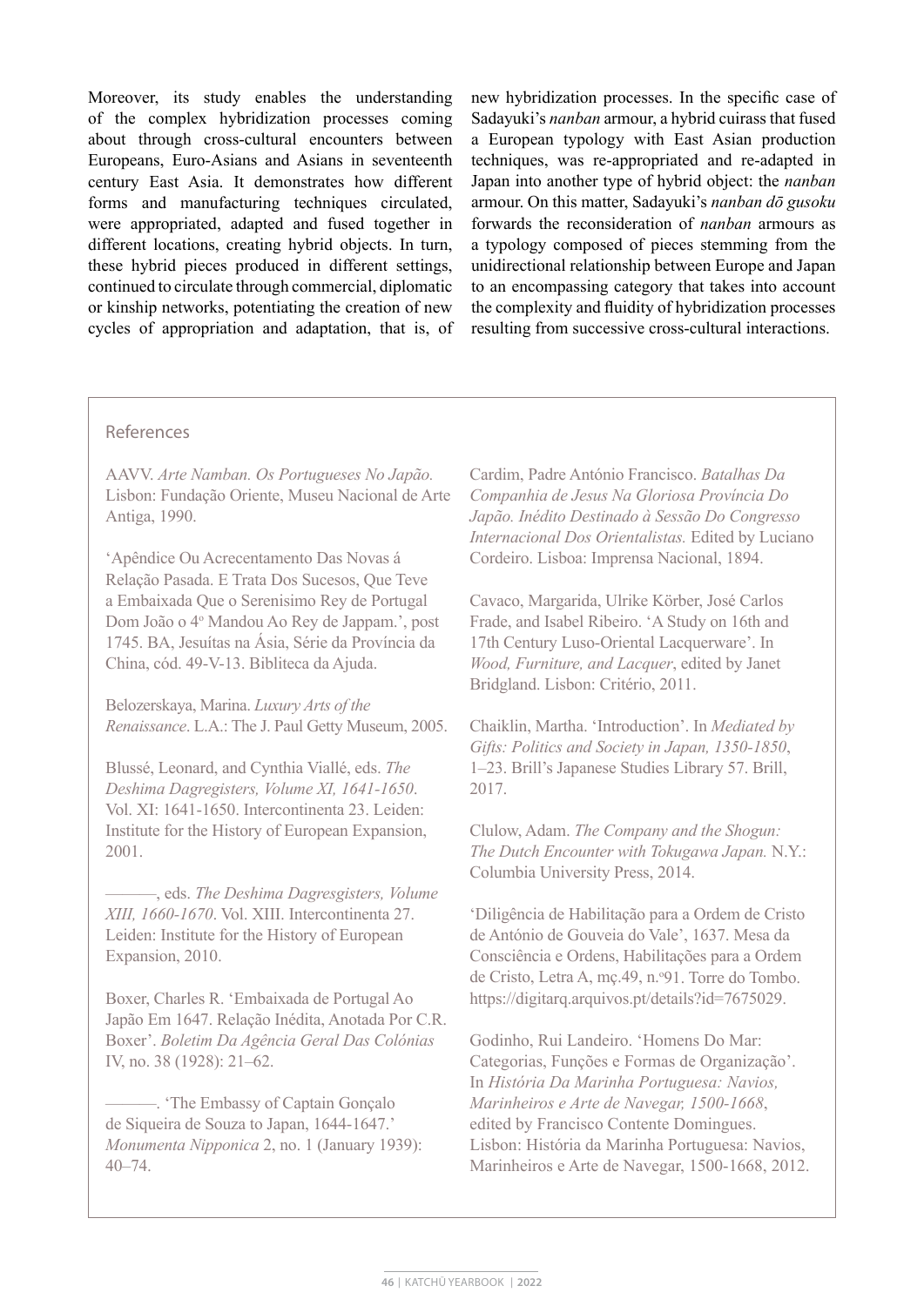Moreover, its study enables the understanding of the complex hybridization processes coming about through cross-cultural encounters between Europeans, Euro-Asians and Asians in seventeenth century East Asia. It demonstrates how different forms and manufacturing techniques circulated, were appropriated, adapted and fused together in different locations, creating hybrid objects. In turn, these hybrid pieces produced in different settings, continued to circulate through commercial, diplomatic or kinship networks, potentiating the creation of new cycles of appropriation and adaptation, that is, of new hybridization processes. In the specific case of Sadayuki's *nanban* armour, a hybrid cuirass that fused a European typology with East Asian production techniques, was re-appropriated and re-adapted in Japan into another type of hybrid object: the *nanban* armour. On this matter, Sadayuki's *nanban dō gusoku* forwards the reconsideration of *nanban* armours as a typology composed of pieces stemming from the unidirectional relationship between Europe and Japan to an encompassing category that takes into account the complexity and fluidity of hybridization processes resulting from successive cross-cultural interactions.

## References

AAVV. *Arte Namban. Os Portugueses No Japão.* Lisbon: Fundação Oriente, Museu Nacional de Arte Antiga, 1990.

'Apêndice Ou Acrecentamento Das Novas á Relação Pasada. E Trata Dos Sucesos, Que Teve a Embaixada Que o Serenisimo Rey de Portugal Dom João o 4º Mandou Ao Rey de Jappam.', post 1745. BA, Jesuítas na Ásia, Série da Província da China, cód. 49-V-13. Bibliteca da Ajuda.

Belozerskaya, Marina. *Luxury Arts of the Renaissance*. L.A.: The J. Paul Getty Museum, 2005.

Blussé, Leonard, and Cynthia Viallé, eds. *The Deshima Dagregisters, Volume XI, 1641-1650*. Vol. XI: 1641-1650. Intercontinenta 23. Leiden: Institute for the History of European Expansion, 2001.

———, eds. *The Deshima Dagresgisters, Volume XIII, 1660-1670*. Vol. XIII. Intercontinenta 27. Leiden: Institute for the History of European Expansion, 2010.

Boxer, Charles R. 'Embaixada de Portugal Ao Japão Em 1647. Relação Inédita, Anotada Por C.R. Boxer'. *Boletim Da Agência Geral Das Colónias* IV, no. 38 (1928): 21–62.

———. 'The Embassy of Captain Gonçalo de Siqueira de Souza to Japan, 1644-1647.' *Monumenta Nipponica* 2, no. 1 (January 1939): 40–74.

Cardim, Padre António Francisco. *Batalhas Da Companhia de Jesus Na Gloriosa Província Do Japão. Inédito Destinado à Sessão Do Congresso Internacional Dos Orientalistas.* Edited by Luciano Cordeiro. Lisboa: Imprensa Nacional, 1894.

Cavaco, Margarida, Ulrike Körber, José Carlos Frade, and Isabel Ribeiro. 'A Study on 16th and 17th Century Luso-Oriental Lacquerware'. In *Wood, Furniture, and Lacquer*, edited by Janet Bridgland. Lisbon: Critério, 2011.

Chaiklin, Martha. 'Introduction'. In *Mediated by Gifts: Politics and Society in Japan, 1350-1850*, 1–23. Brill's Japanese Studies Library 57. Brill, 2017.

Clulow, Adam. *The Company and the Shogun: The Dutch Encounter with Tokugawa Japan.* N.Y.: Columbia University Press, 2014.

'Diligência de Habilitação para a Ordem de Cristo de António de Gouveia do Vale', 1637. Mesa da Consciência e Ordens, Habilitações para a Ordem de Cristo, Letra A, mç.49, n.º91. Torre do Tombo. https://digitarq.arquivos.pt/details?id=7675029.

Godinho, Rui Landeiro. 'Homens Do Mar: Categorias, Funções e Formas de Organização'. In *História Da Marinha Portuguesa: Navios, Marinheiros e Arte de Navegar, 1500-1668*, edited by Francisco Contente Domingues. Lisbon: História da Marinha Portuguesa: Navios, Marinheiros e Arte de Navegar, 1500-1668, 2012.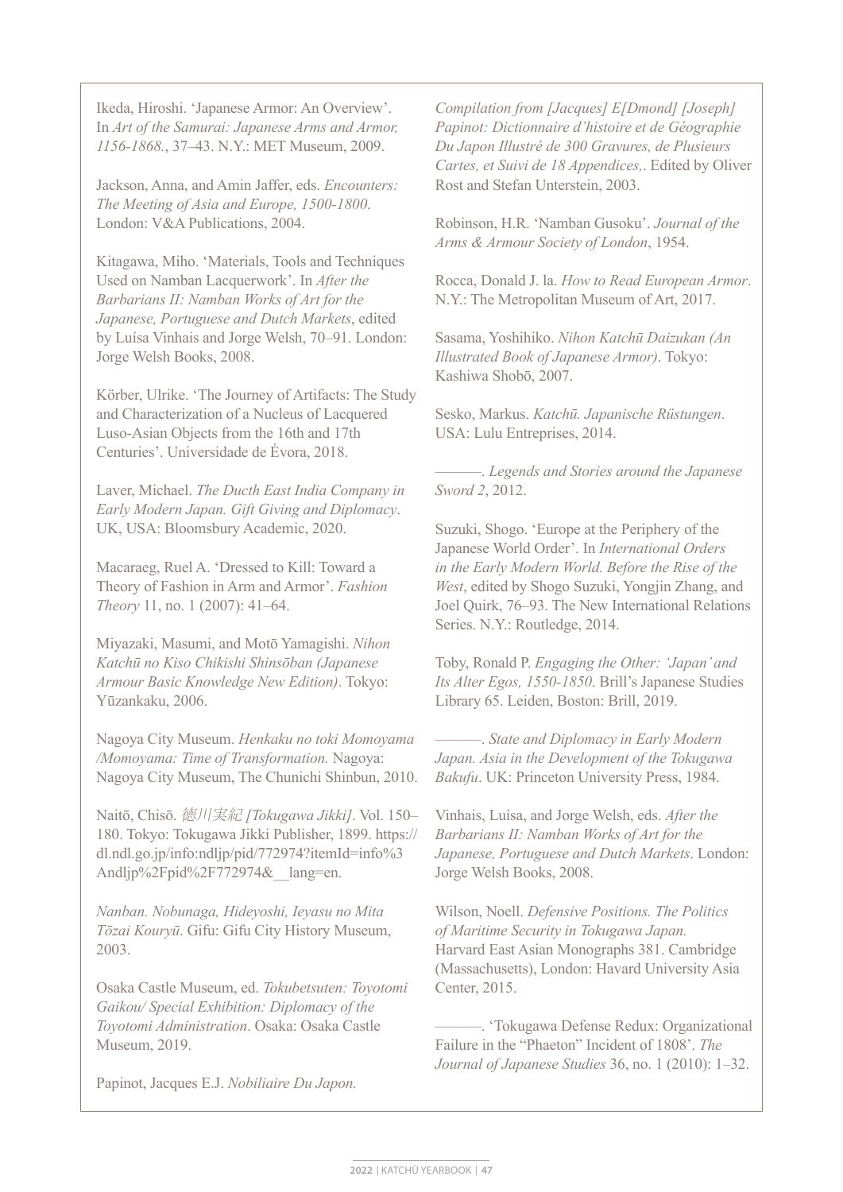Ikeda, Hiroshi. 'Japanese Armor: An Overview'. In *Art of the Samurai: Japanese Arms and Armor, 1156-1868.*, 37–43. N.Y.: MET Museum, 2009.

Jackson, Anna, and Amin Jaffer, eds. *Encounters: The Meeting of Asia and Europe, 1500-1800*. London: V&A Publications, 2004.

Kitagawa, Miho. 'Materials, Tools and Techniques Used on Namban Lacquerwork'. In *After the Barbarians II: Namban Works of Art for the Japanese, Portuguese and Dutch Markets*, edited by Luísa Vinhais and Jorge Welsh, 70–91. London: Jorge Welsh Books, 2008.

Körber, Ulrike. 'The Journey of Artifacts: The Study and Characterization of a Nucleus of Lacquered Luso-Asian Objects from the 16th and 17th Centuries'. Universidade de Évora, 2018.

Laver, Michael. *The Ducth East India Company in Early Modern Japan. Gift Giving and Diplomacy*. UK, USA: Bloomsbury Academic, 2020.

Macaraeg, Ruel A. 'Dressed to Kill: Toward a Theory of Fashion in Arm and Armor'. *Fashion Theory* 11, no. 1 (2007): 41–64.

Miyazaki, Masumi, and Motō Yamagishi. *Nihon Katchū no Kiso Chikishi Shinsōban (Japanese Armour Basic Knowledge New Edition)*. Tokyo: Yūzankaku, 2006.

Nagoya City Museum. *Henkaku no toki Momoyama /Momoyama: Time of Transformation.* Nagoya: Nagoya City Museum, The Chunichi Shinbun, 2010.

Naitō, Chisō. *徳川実紀 [Tokugawa Jikki]*. Vol. 150–180. Tokyo: Tokugawa Jikki Publisher, 1899. https://dl.ndl.go.jp/info:ndljp/pid/772974?itemId=info%3Andljp%2Fpid%2F772974&__lang=en.

*Nanban. Nobunaga, Hideyoshi, Ieyasu no Mita Tōzai Kouryū*. Gifu: Gifu City History Museum, 2003.

Osaka Castle Museum, ed. *Tokubetsuten: Toyotomi Gaikou/ Special Exhibition: Diplomacy of the Toyotomi Administration*. Osaka: Osaka Castle Museum, 2019.

Papinot, Jacques E.J. *Nobiliaire Du Japon. Compilation from [Jacques] E[Dmond] [Joseph] Papinot: Dictionnaire d'histoire et de Géographie Du Japon Illustré de 300 Gravures, de Plusieurs Cartes, et Suivi de 18 Appendices,*. Edited by Oliver Rost and Stefan Unterstein, 2003.

Robinson, H.R. 'Namban Gusoku'. *Journal of the Arms & Armour Society of London*, 1954.

Rocca, Donald J. la. *How to Read European Armor*. N.Y.: The Metropolitan Museum of Art, 2017.

Sasama, Yoshihiko. *Nihon Katchū Daizukan (An Illustrated Book of Japanese Armor)*. Tokyo: Kashiwa Shobō, 2007.

Sesko, Markus. *Katchū. Japanische Rüstungen*. USA: Lulu Entreprises, 2014.

———. *Legends and Stories around the Japanese Sword 2*, 2012.

Suzuki, Shogo. 'Europe at the Periphery of the Japanese World Order'. In *International Orders in the Early Modern World. Before the Rise of the West*, edited by Shogo Suzuki, Yongjin Zhang, and Joel Quirk, 76–93. The New International Relations Series. N.Y.: Routledge, 2014.

Toby, Ronald P. *Engaging the Other: 'Japan' and Its Alter Egos, 1550-1850.* Brill's Japanese Studies Library 65. Leiden, Boston: Brill, 2019.

———. *State and Diplomacy in Early Modern Japan. Asia in the Development of the Tokugawa Bakufu*. UK: Princeton University Press, 1984.

Vinhais, Luísa, and Jorge Welsh, eds. *After the Barbarians II: Namban Works of Art for the Japanese, Portuguese and Dutch Markets*. London: Jorge Welsh Books, 2008.

Wilson, Noell. *Defensive Positions. The Politics of Maritime Security in Tokugawa Japan.* Harvard East Asian Monographs 381. Cambridge (Massachusetts), London: Havard University Asia Center, 2015.

———. 'Tokugawa Defense Redux: Organizational Failure in the "Phaeton" Incident of 1808'. *The Journal of Japanese Studies* 36, no. 1 (2010): 1–32.